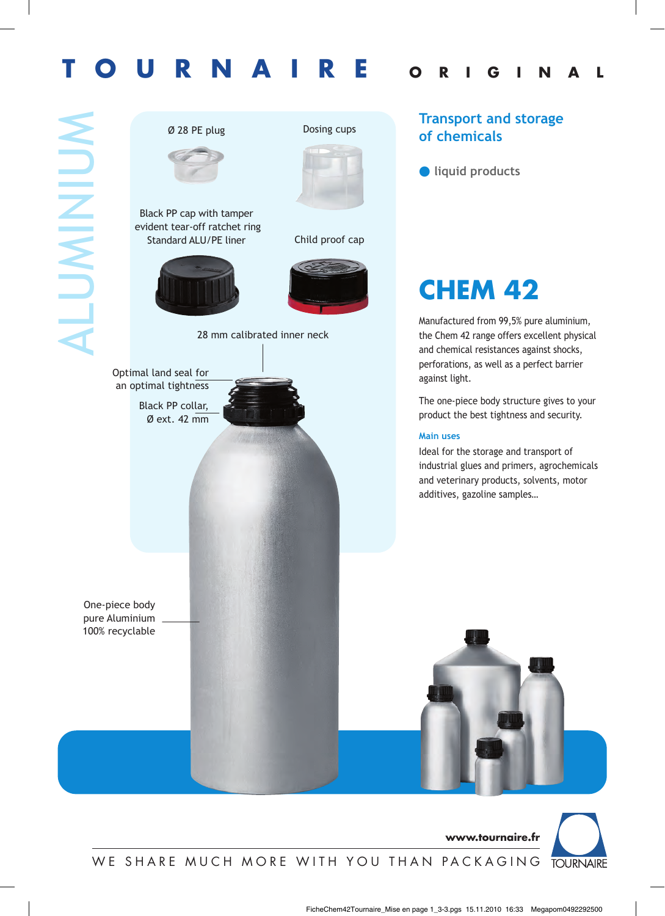# TOURNAIRE ORIGINAL

ALUMINIUM

Ø 28 PE plug

Dosing cups

Black PP cap with tamper evident tear-off ratchet ring Standard ALU/PE liner

Child proof cap

28 mm calibrated inner neck

Optimal land seal for an optimal tightness

Black PP collar, Ø ext. 42 mm

One-piece body pure Aluminium 100% recyclable

## Transport and storage of chemicals

- liquid products

# CHEM 42

Manufactured from 99,5% pure aluminium, the Chem 42 range offers excellent physical and chemical resistances against shocks, perforations, as well as a perfect barrier against light.

The one-piece body structure gives to your product the best tightness and security.

### Main uses

Ideal for the storage and transport of industrial glues and primers, agrochemicals and veterinary products, solvents, motor additives, gazoline samples...

**www.tournaire.fr**

WE SHARE MUCH MORE WITH YOU THAN PACKAGING

TOURNAIRE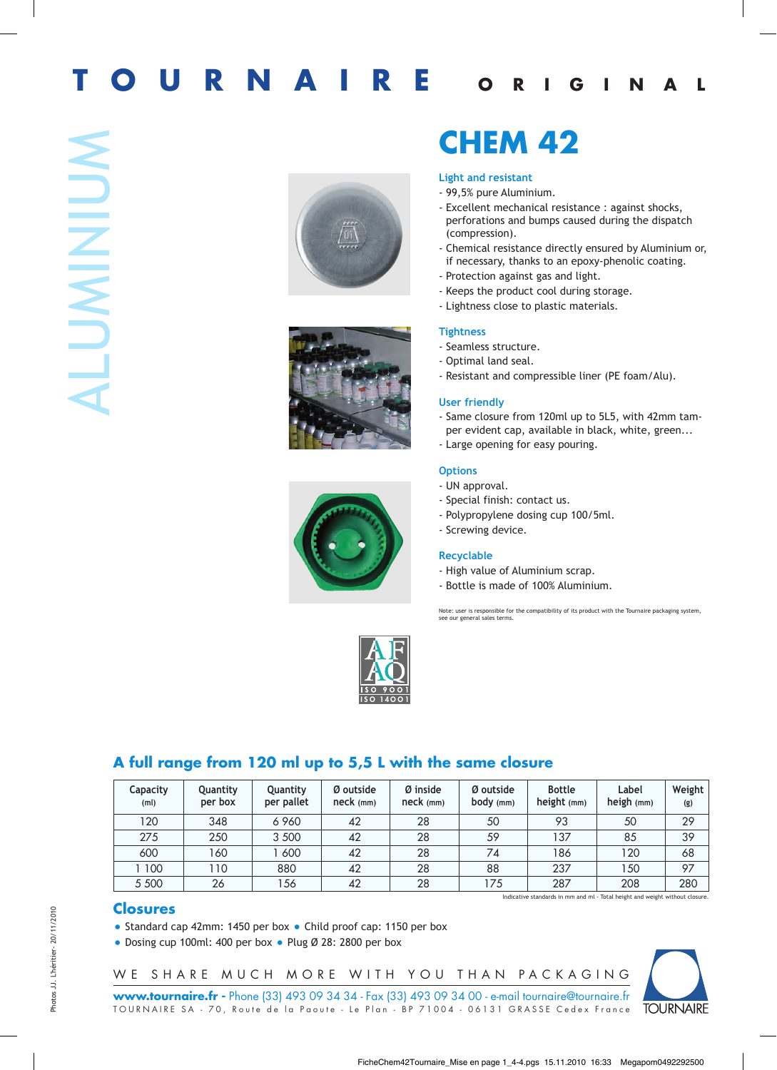# TOURNAIRE ORIGINAL

ALUMINIUM

## CHEM 42

### Light and resistant

- 99,5% pure Aluminium.
- Excellent mechanical resistance : against shocks, perforations and bumps caused during the dispatch (compression).
- Chemical resistance directly ensured by Aluminium or, if necessary, thanks to an epoxy-phenolic coating.
- Protection against gas and light.
- Keeps the product cool during storage.
- Lightness close to plastic materials.

### Tightness

- Seamless structure.
- Optimal land seal.
- Resistant and compressible liner (PE foam/Alu).

### User friendly

- Same closure from 120ml up to 5L5, with 42mm tamper evident cap, available in black, white, green…
- Large opening for easy pouring.

### Options

- UN approval.
- Special finish: contact us.
- Polypropylene dosing cup 100/5ml.
- Screwing device.

### Recyclable

- High value of Aluminium scrap.
- Bottle is made of 100% Aluminium.

Note: user is responsible for the compatibility of its product with the Tournaire packaging system, see our general sales terms.

AFAQ ISO 9001 ISO 14001

## A full range from 120 ml up to 5,5 L with the same closure

| Capacity (ml) | Quantity per box | Quantity per pallet | Ø outside neck (mm) | Ø inside neck (mm) | Ø outside body (mm) | Bottle height (mm) | Label heigh (mm) | Weight (g) |
|---|---|---|---|---|---|---|---|---|
| 120 | 348 | 6 960 | 42 | 28 | 50 | 93 | 50 | 29 |
| 275 | 250 | 3 500 | 42 | 28 | 59 | 137 | 85 | 39 |
| 600 | 160 | 1 600 | 42 | 28 | 74 | 186 | 120 | 68 |
| 1 100 | 110 | 880 | 42 | 28 | 88 | 237 | 150 | 97 |
| 5 500 | 26 | 156 | 42 | 28 | 175 | 287 | 208 | 280 |

Indicative standards in mm and ml - Total height and weight without closure.

## Closures

- Standard cap 42mm: 1450 per box • Child proof cap: 1150 per box
- Dosing cup 100ml: 400 per box • Plug Ø 28: 2800 per box

WE SHARE MUCH MORE WITH YOU THAN PACKAGING

**www.tournaire.fr -** Phone (33) 493 09 34 34 - Fax (33) 493 09 34 00 - e-mail tournaire@tournaire.fr

TOURNAIRE SA - 70, Route de la Paoute - Le Plan - BP 71004 - 06131 GRASSE Cedex France

TOURNAIRE

Photos J.J. L'héritier- 20/11/2010